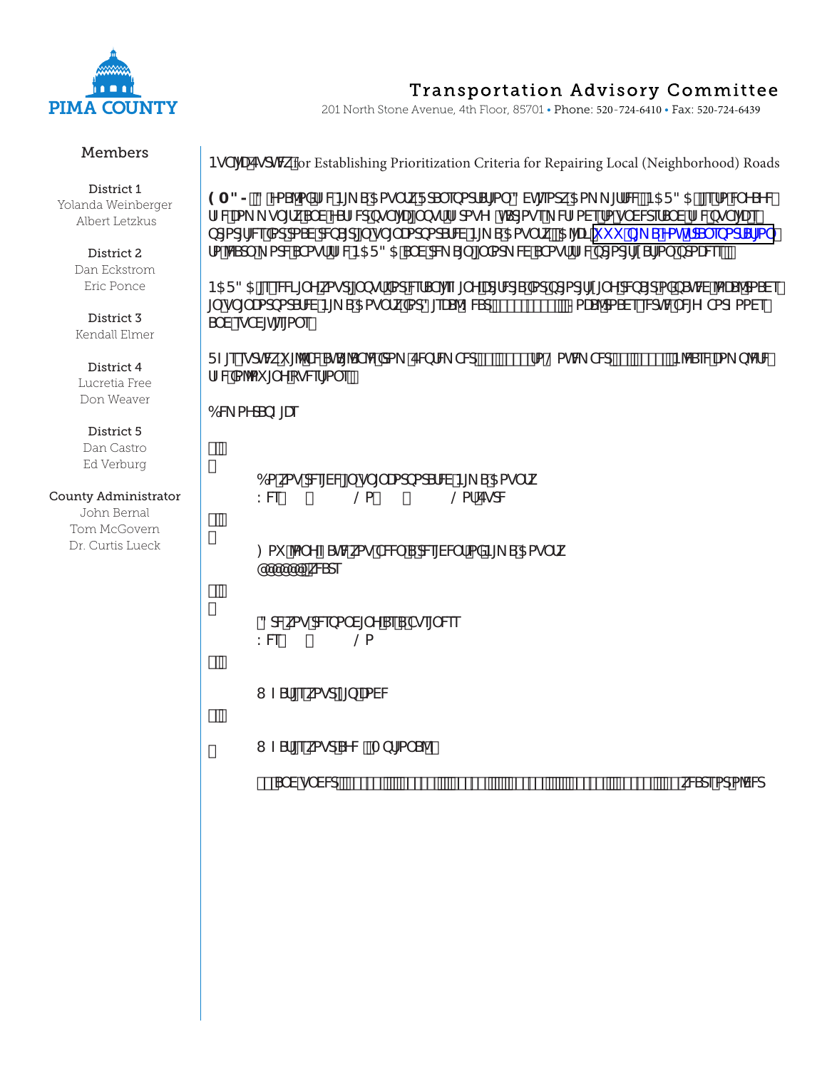# Transportation Advisory Committee

201 North Stone Avenue, 4th Floor, 85701 • Phone: 520-724-6410 • Fax: 520-724-6439

**Members**

District 1
Yolanda Weinberger
Albert Letzkus

District 2
Dan Eckstrom
Eric Ponce

District 3
Kendall Elmer

District 4
Lucretia Free
Don Weaver

District 5
Dan Castro
Ed Verburg

County Administrator
John Bernal
Tom McGovern
Dr. Curtis Lueck

## Public Survey for Establishing Prioritization Criteria for Repairing Local (Neighborhood) Roads

GOAL: A goal of the Pima County Transportation Advisory Committee (PCTAC) is to engage the community and gather public input through various methods to understand the public priorities for road repair in unincorporated Pima County. Click www.pima.gov/transportation to learn more about the PCTAC and remain informed about the prioritization process.

PCTAC is seeking your input on establishing criteria for prioritizing repair or preservation of local roads in unincorporated Pima County. For Fiscal Year ... local roads received funding for ... homes and subdivisions.

This survey will be available from September ... to November ... Please complete the following questions.

### Demographics

1. Do you reside in unincorporated Pima County?
   Yes No Not Sure

2. How long have you been a resident of Pima County?
   ______ Years

3. Are you responding as a business?
   Yes No

4. What is your zip code?

5. What is your age (Optional)?
   ... and under ... years or older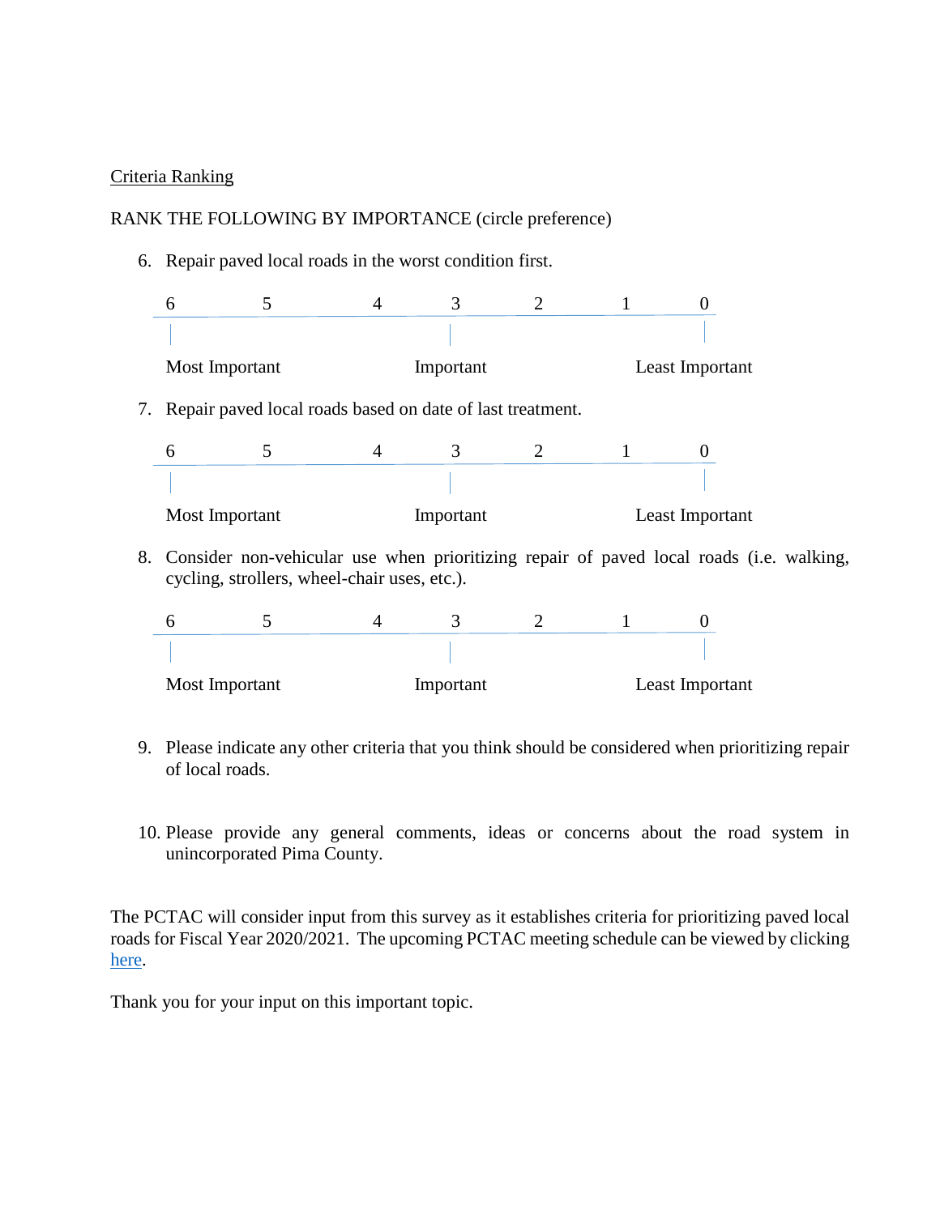Criteria Ranking

RANK THE FOLLOWING BY IMPORTANCE (circle preference)

6. Repair paved local roads in the worst condition first.

6 5 4 3 2 1 0

Most Important Important Least Important

7. Repair paved local roads based on date of last treatment.

6 5 4 3 2 1 0

Most Important Important Least Important

8. Consider non-vehicular use when prioritizing repair of paved local roads (i.e. walking, cycling, strollers, wheel-chair uses, etc.).

6 5 4 3 2 1 0

Most Important Important Least Important

9. Please indicate any other criteria that you think should be considered when prioritizing repair of local roads.

10. Please provide any general comments, ideas or concerns about the road system in unincorporated Pima County.

The PCTAC will consider input from this survey as it establishes criteria for prioritizing paved local roads for Fiscal Year 2020/2021. The upcoming PCTAC meeting schedule can be viewed by clicking here.

Thank you for your input on this important topic.